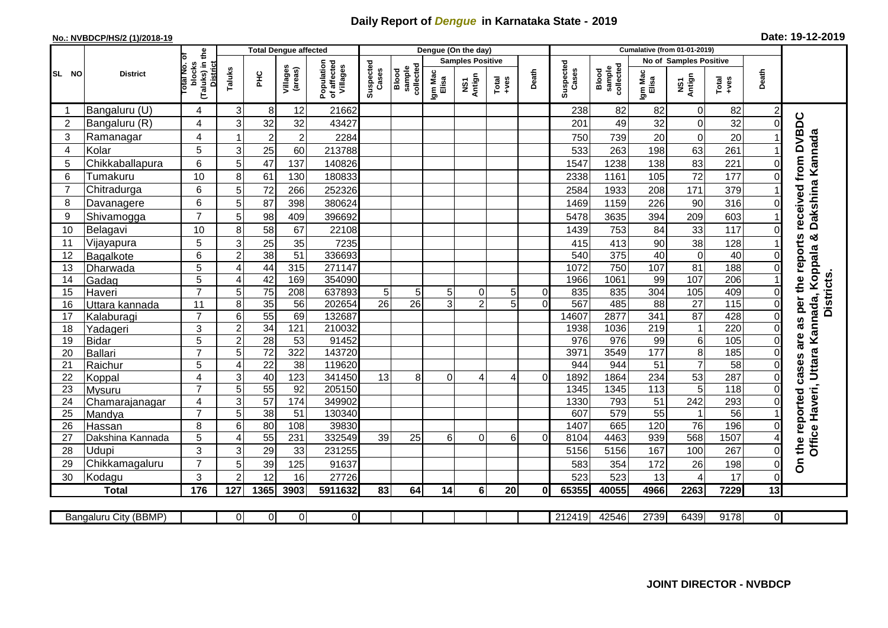# Daily Report of *Dengue* in Karnataka State - 2019

**No.: NVBDCP/HS/2 (1)/2018-19**

**Date: 19-12-2019**

| SL NO | District | Total No. of blocks (Taluks) in the District | Total Dengue affected | | | | Dengue (On the day) | | | | | | | Cumalative (from 01-01-2019) | | | | | | | |
|---|---|---|---|---|---|---|---|---|---|---|---|---|---|---|---|---|---|---|---|---|
| | | | Taluks | PHC | Villages (areas) | Population of affected Villages | Suspected Cases | Blood sample collected | Samples Positive | | | Death | Suspected Cases | Blood sample collected | No of Samples Positive | | | Death | |
| | | | | | | | | | Igm Mac Elisa | NS1 Antign | Total +ves | | | | Igm Mac Elisa | NS1 Antign | Total +ves | | |
| 1 | Bangaluru (U) | 4 | 3 | 8 | 12 | 21662 | | | | | | | 238 | 82 | 82 | 0 | 82 | 2 | On the reported cases are as per the reports received from DVBDC Office Haveri, Uttara Kannada, Koppala & Dakshina Kannada Districts. |
| 2 | Bangaluru (R) | 4 | 3 | 32 | 32 | 43427 | | | | | | | 201 | 49 | 32 | 0 | 32 | 0 | |
| 3 | Ramanagar | 4 | 1 | 2 | 2 | 2284 | | | | | | | 750 | 739 | 20 | 0 | 20 | 1 | |
| 4 | Kolar | 5 | 3 | 25 | 60 | 213788 | | | | | | | 533 | 263 | 198 | 63 | 261 | 1 | |
| 5 | Chikkaballapura | 6 | 5 | 47 | 137 | 140826 | | | | | | | 1547 | 1238 | 138 | 83 | 221 | 0 | |
| 6 | Tumakuru | 10 | 8 | 61 | 130 | 180833 | | | | | | | 2338 | 1161 | 105 | 72 | 177 | 0 | |
| 7 | Chitradurga | 6 | 5 | 72 | 266 | 252326 | | | | | | | 2584 | 1933 | 208 | 171 | 379 | 1 | |
| 8 | Davanagere | 6 | 5 | 87 | 398 | 380624 | | | | | | | 1469 | 1159 | 226 | 90 | 316 | 0 | |
| 9 | Shivamogga | 7 | 5 | 98 | 409 | 396692 | | | | | | | 5478 | 3635 | 394 | 209 | 603 | 1 | |
| 10 | Belagavi | 10 | 8 | 58 | 67 | 22108 | | | | | | | 1439 | 753 | 84 | 33 | 117 | 0 | |
| 11 | Vijayapura | 5 | 3 | 25 | 35 | 7235 | | | | | | | 415 | 413 | 90 | 38 | 128 | 1 | |
| 12 | Bagalkote | 6 | 2 | 38 | 51 | 336693 | | | | | | | 540 | 375 | 40 | 0 | 40 | 0 | |
| 13 | Dharwada | 5 | 4 | 44 | 315 | 271147 | | | | | | | 1072 | 750 | 107 | 81 | 188 | 0 | |
| 14 | Gadag | 5 | 4 | 42 | 169 | 354090 | | | | | | | 1966 | 1061 | 99 | 107 | 206 | 1 | |
| 15 | Haveri | 7 | 5 | 75 | 208 | 637893 | 5 | 5 | 5 | 0 | 5 | 0 | 835 | 835 | 304 | 105 | 409 | 0 | |
| 16 | Uttara kannada | 11 | 8 | 35 | 56 | 202654 | 26 | 26 | 3 | 2 | 5 | 0 | 567 | 485 | 88 | 27 | 115 | 0 | |
| 17 | Kalaburagi | 7 | 6 | 55 | 69 | 132687 | | | | | | | 14607 | 2877 | 341 | 87 | 428 | 0 | |
| 18 | Yadageri | 3 | 2 | 34 | 121 | 210032 | | | | | | | 1938 | 1036 | 219 | 1 | 220 | 0 | |
| 19 | Bidar | 5 | 2 | 28 | 53 | 91452 | | | | | | | 976 | 976 | 99 | 6 | 105 | 0 | |
| 20 | Ballari | 7 | 5 | 72 | 322 | 143720 | | | | | | | 3971 | 3549 | 177 | 8 | 185 | 0 | |
| 21 | Raichur | 5 | 4 | 22 | 38 | 119620 | | | | | | | 944 | 944 | 51 | 7 | 58 | 0 | |
| 22 | Koppal | 4 | 3 | 40 | 123 | 341450 | 13 | 8 | 0 | 4 | 4 | 0 | 1892 | 1864 | 234 | 53 | 287 | 0 | |
| 23 | Mysuru | 7 | 5 | 55 | 92 | 205150 | | | | | | | 1345 | 1345 | 113 | 5 | 118 | 0 | |
| 24 | Chamarajanagar | 4 | 3 | 57 | 174 | 349902 | | | | | | | 1330 | 793 | 51 | 242 | 293 | 0 | |
| 25 | Mandya | 7 | 5 | 38 | 51 | 130340 | | | | | | | 607 | 579 | 55 | 1 | 56 | 1 | |
| 26 | Hassan | 8 | 6 | 80 | 108 | 39830 | | | | | | | 1407 | 665 | 120 | 76 | 196 | 0 | |
| 27 | Dakshina Kannada | 5 | 4 | 55 | 231 | 332549 | 39 | 25 | 6 | 0 | 6 | 0 | 8104 | 4463 | 939 | 568 | 1507 | 4 | |
| 28 | Udupi | 3 | 3 | 29 | 33 | 231255 | | | | | | | 5156 | 5156 | 167 | 100 | 267 | 0 | |
| 29 | Chikkamagaluru | 7 | 5 | 39 | 125 | 91637 | | | | | | | 583 | 354 | 172 | 26 | 198 | 0 | |
| 30 | Kodagu | 3 | 2 | 12 | 16 | 27726 | | | | | | | 523 | 523 | 13 | 4 | 17 | 0 | |
| | **Total** | **176** | **127** | **1365** | **3903** | **5911632** | **83** | **64** | **14** | **6** | **20** | **0** | **65355** | **40055** | **4966** | **2263** | **7229** | **13** | |

| Bangaluru City (BBMP) | | 0 | 0 | 0 | 0 | | | | | | | 212419 | 42546 | 2739 | 6439 | 9178 | 0 |
|---|---|---|---|---|---|---|---|---|---|---|---|---|---|---|---|---|---|

**JOINT DIRECTOR - NVBDCP**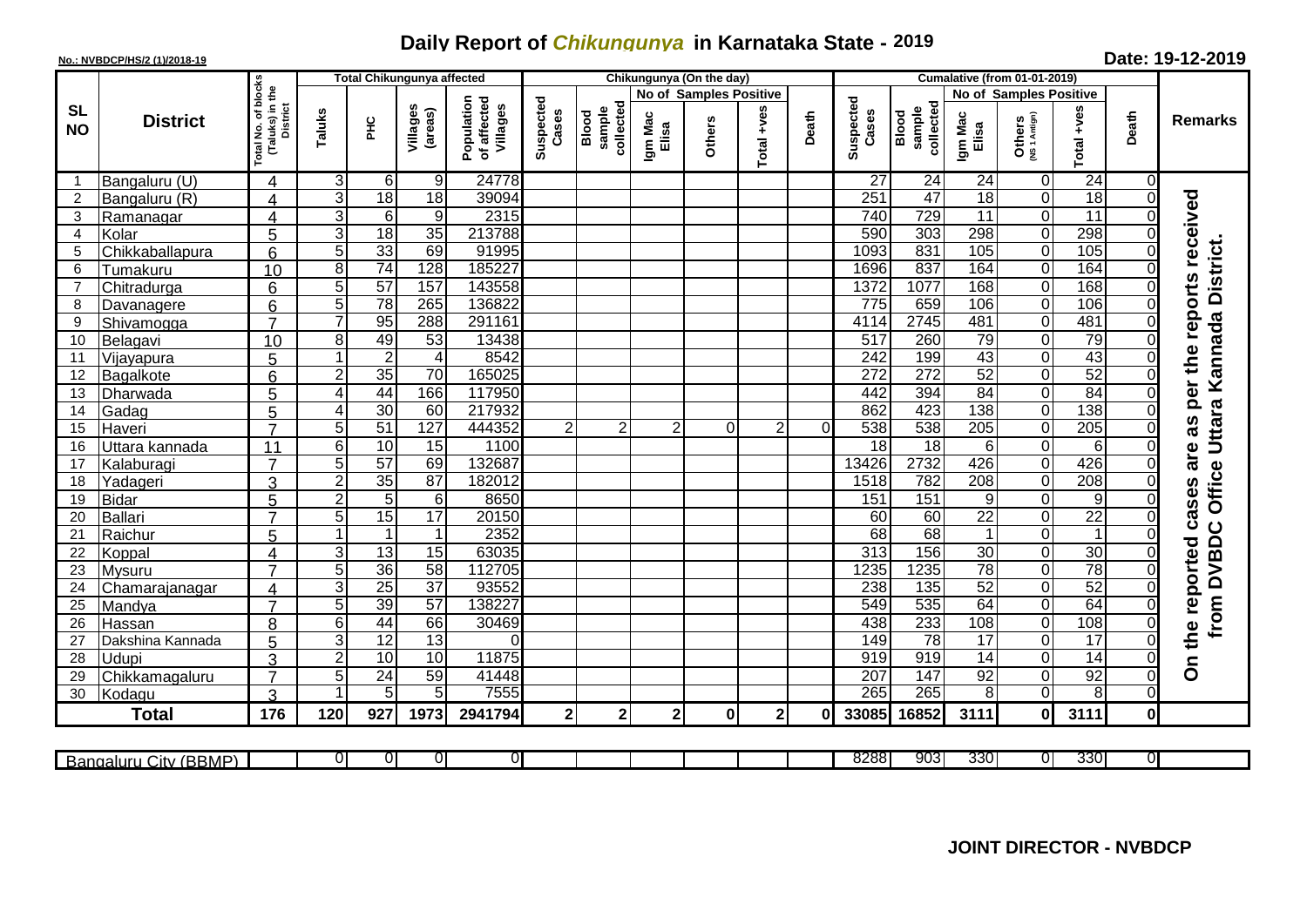# Daily Report of *Chikungunya* in Karnataka State - 2019

**No.: NVBDCP/HS/2 (1)/2018-19**

**Date: 19-12-2019**

| SL NO | District | Total No. of blocks (Taluks) in the District | Total Chikungunya affected | | | | Chikungunya (On the day) | | | | | | Cumalative (from 01-01-2019) | | | | | | Remarks |
|---|---|---|---|---|---|---|---|---|---|---|---|---|---|---|---|---|---|---|---|
| | | | | | | | | | No of Samples Positive | | | | | | No of Samples Positive | | | | |
| | | | Taluks | PHC | Villages (areas) | Population of affected Villages | Suspected Cases | Blood sample collected | Igm Mac Elisa | Others | Total +ves | Death | Suspected Cases | Blood sample collected | Igm Mac Elisa | Others (NS 1 Antign) | Total +ves | Death | |
| 1 | Bangaluru (U) | 4 | 3 | 6 | 9 | 24778 | | | | | | | 27 | 24 | 24 | 0 | 24 | 0 | On the reported cases are as per the reports received from DVBDC Office Uttara Kannada District. |
| 2 | Bangaluru (R) | 4 | 3 | 18 | 18 | 39094 | | | | | | | 251 | 47 | 18 | 0 | 18 | 0 | |
| 3 | Ramanagar | 4 | 3 | 6 | 9 | 2315 | | | | | | | 740 | 729 | 11 | 0 | 11 | 0 | |
| 4 | Kolar | 5 | 3 | 18 | 35 | 213788 | | | | | | | 590 | 303 | 298 | 0 | 298 | 0 | |
| 5 | Chikkaballapura | 6 | 5 | 33 | 69 | 91995 | | | | | | | 1093 | 831 | 105 | 0 | 105 | 0 | |
| 6 | Tumakuru | 10 | 8 | 74 | 128 | 185227 | | | | | | | 1696 | 837 | 164 | 0 | 164 | 0 | |
| 7 | Chitradurga | 6 | 5 | 57 | 157 | 143558 | | | | | | | 1372 | 1077 | 168 | 0 | 168 | 0 | |
| 8 | Davanagere | 6 | 5 | 78 | 265 | 136822 | | | | | | | 775 | 659 | 106 | 0 | 106 | 0 | |
| 9 | Shivamogga | 7 | 7 | 95 | 288 | 291161 | | | | | | | 4114 | 2745 | 481 | 0 | 481 | 0 | |
| 10 | Belagavi | 10 | 8 | 49 | 53 | 13438 | | | | | | | 517 | 260 | 79 | 0 | 79 | 0 | |
| 11 | Vijayapura | 5 | 1 | 2 | 4 | 8542 | | | | | | | 242 | 199 | 43 | 0 | 43 | 0 | |
| 12 | Bagalkote | 6 | 2 | 35 | 70 | 165025 | | | | | | | 272 | 272 | 52 | 0 | 52 | 0 | |
| 13 | Dharwada | 5 | 4 | 44 | 166 | 117950 | | | | | | | 442 | 394 | 84 | 0 | 84 | 0 | |
| 14 | Gadag | 5 | 4 | 30 | 60 | 217932 | | | | | | | 862 | 423 | 138 | 0 | 138 | 0 | |
| 15 | Haveri | 7 | 5 | 51 | 127 | 444352 | 2 | 2 | 2 | 0 | 2 | 0 | 538 | 538 | 205 | 0 | 205 | 0 | |
| 16 | Uttara kannada | 11 | 6 | 10 | 15 | 1100 | | | | | | | 18 | 18 | 6 | 0 | 6 | 0 | |
| 17 | Kalaburagi | 7 | 5 | 57 | 69 | 132687 | | | | | | | 13426 | 2732 | 426 | 0 | 426 | 0 | |
| 18 | Yadageri | 3 | 2 | 35 | 87 | 182012 | | | | | | | 1518 | 782 | 208 | 0 | 208 | 0 | |
| 19 | Bidar | 5 | 2 | 5 | 6 | 8650 | | | | | | | 151 | 151 | 9 | 0 | 9 | 0 | |
| 20 | Ballari | 7 | 5 | 15 | 17 | 20150 | | | | | | | 60 | 60 | 22 | 0 | 22 | 0 | |
| 21 | Raichur | 5 | 1 | 1 | 1 | 2352 | | | | | | | 68 | 68 | 1 | 0 | 1 | 0 | |
| 22 | Koppal | 4 | 3 | 13 | 15 | 63035 | | | | | | | 313 | 156 | 30 | 0 | 30 | 0 | |
| 23 | Mysuru | 7 | 5 | 36 | 58 | 112705 | | | | | | | 1235 | 1235 | 78 | 0 | 78 | 0 | |
| 24 | Chamarajanagar | 4 | 3 | 25 | 37 | 93552 | | | | | | | 238 | 135 | 52 | 0 | 52 | 0 | |
| 25 | Mandya | 7 | 5 | 39 | 57 | 138227 | | | | | | | 549 | 535 | 64 | 0 | 64 | 0 | |
| 26 | Hassan | 8 | 6 | 44 | 66 | 30469 | | | | | | | 438 | 233 | 108 | 0 | 108 | 0 | |
| 27 | Dakshina Kannada | 5 | 3 | 12 | 13 | 0 | | | | | | | 149 | 78 | 17 | 0 | 17 | 0 | |
| 28 | Udupi | 3 | 2 | 10 | 10 | 11875 | | | | | | | 919 | 919 | 14 | 0 | 14 | 0 | |
| 29 | Chikkamagaluru | 7 | 5 | 24 | 59 | 41448 | | | | | | | 207 | 147 | 92 | 0 | 92 | 0 | |
| 30 | Kodagu | 3 | 1 | 5 | 5 | 7555 | | | | | | | 265 | 265 | 8 | 0 | 8 | 0 | |
| | **Total** | **176** | **120** | **927** | **1973** | **2941794** | **2** | **2** | **2** | **0** | **2** | **0** | **33085** | **16852** | **3111** | **0** | **3111** | **0** | |

| | | | | | | | | | | | | | | | | | | |
|---|---|---|---|---|---|---|---|---|---|---|---|---|---|---|---|---|---|---|
| Bangaluru City (BBMP) | | 0 | 0 | 0 | 0 | | | | | | | 8288 | 903 | 330 | 0 | 330 | 0 | |

**JOINT DIRECTOR - NVBDCP**